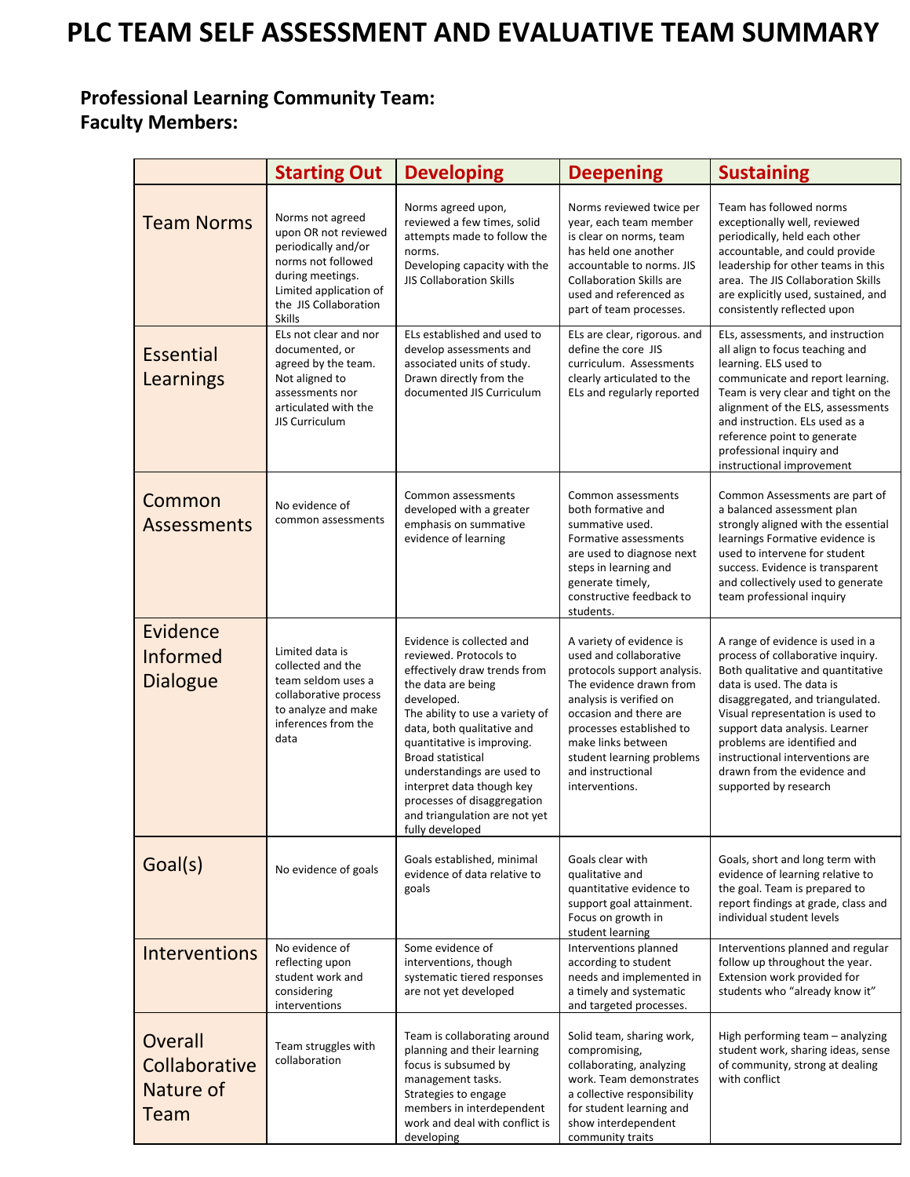# PLC TEAM SELF ASSESSMENT AND EVALUATIVE TEAM SUMMARY

**Professional Learning Community Team:**
**Faculty Members:**

| | Starting Out | Developing | Deepening | Sustaining |
|---|---|---|---|---|
| Team Norms | Norms not agreed upon OR not reviewed periodically and/or norms not followed during meetings. Limited application of the JIS Collaboration Skills | Norms agreed upon, reviewed a few times, solid attempts made to follow the norms. Developing capacity with the JIS Collaboration Skills | Norms reviewed twice per year, each team member is clear on norms, team has held one another accountable to norms. JIS Collaboration Skills are used and referenced as part of team processes. | Team has followed norms exceptionally well, reviewed periodically, held each other accountable, and could provide leadership for other teams in this area. The JIS Collaboration Skills are explicitly used, sustained, and consistently reflected upon |
| Essential Learnings | ELs not clear and nor documented, or agreed by the team. Not aligned to assessments nor articulated with the JIS Curriculum | ELs established and used to develop assessments and associated units of study. Drawn directly from the documented JIS Curriculum | ELs are clear, rigorous. and define the core JIS curriculum. Assessments clearly articulated to the ELs and regularly reported | ELs, assessments, and instruction all align to focus teaching and learning. ELS used to communicate and report learning. Team is very clear and tight on the alignment of the ELS, assessments and instruction. ELs used as a reference point to generate professional inquiry and instructional improvement |
| Common Assessments | No evidence of common assessments | Common assessments developed with a greater emphasis on summative evidence of learning | Common assessments both formative and summative used. Formative assessments are used to diagnose next steps in learning and generate timely, constructive feedback to students. | Common Assessments are part of a balanced assessment plan strongly aligned with the essential learnings Formative evidence is used to intervene for student success. Evidence is transparent and collectively used to generate team professional inquiry |
| Evidence Informed Dialogue | Limited data is collected and the team seldom uses a collaborative process to analyze and make inferences from the data | Evidence is collected and reviewed. Protocols to effectively draw trends from the data are being developed. The ability to use a variety of data, both qualitative and quantitative is improving. Broad statistical understandings are used to interpret data though key processes of disaggregation and triangulation are not yet fully developed | A variety of evidence is used and collaborative protocols support analysis. The evidence drawn from analysis is verified on occasion and there are processes established to make links between student learning problems and instructional interventions. | A range of evidence is used in a process of collaborative inquiry. Both qualitative and quantitative data is used. The data is disaggregated, and triangulated. Visual representation is used to support data analysis. Learner problems are identified and instructional interventions are drawn from the evidence and supported by research |
| Goal(s) | No evidence of goals | Goals established, minimal evidence of data relative to goals | Goals clear with qualitative and quantitative evidence to support goal attainment. Focus on growth in student learning | Goals, short and long term with evidence of learning relative to the goal. Team is prepared to report findings at grade, class and individual student levels |
| Interventions | No evidence of reflecting upon student work and considering interventions | Some evidence of interventions, though systematic tiered responses are not yet developed | Interventions planned according to student needs and implemented in a timely and systematic and targeted processes. | Interventions planned and regular follow up throughout the year. Extension work provided for students who "already know it" |
| Overall Collaborative Nature of Team | Team struggles with collaboration | Team is collaborating around planning and their learning focus is subsumed by management tasks. Strategies to engage members in interdependent work and deal with conflict is developing | Solid team, sharing work, compromising, collaborating, analyzing work. Team demonstrates a collective responsibility for student learning and show interdependent community traits | High performing team – analyzing student work, sharing ideas, sense of community, strong at dealing with conflict |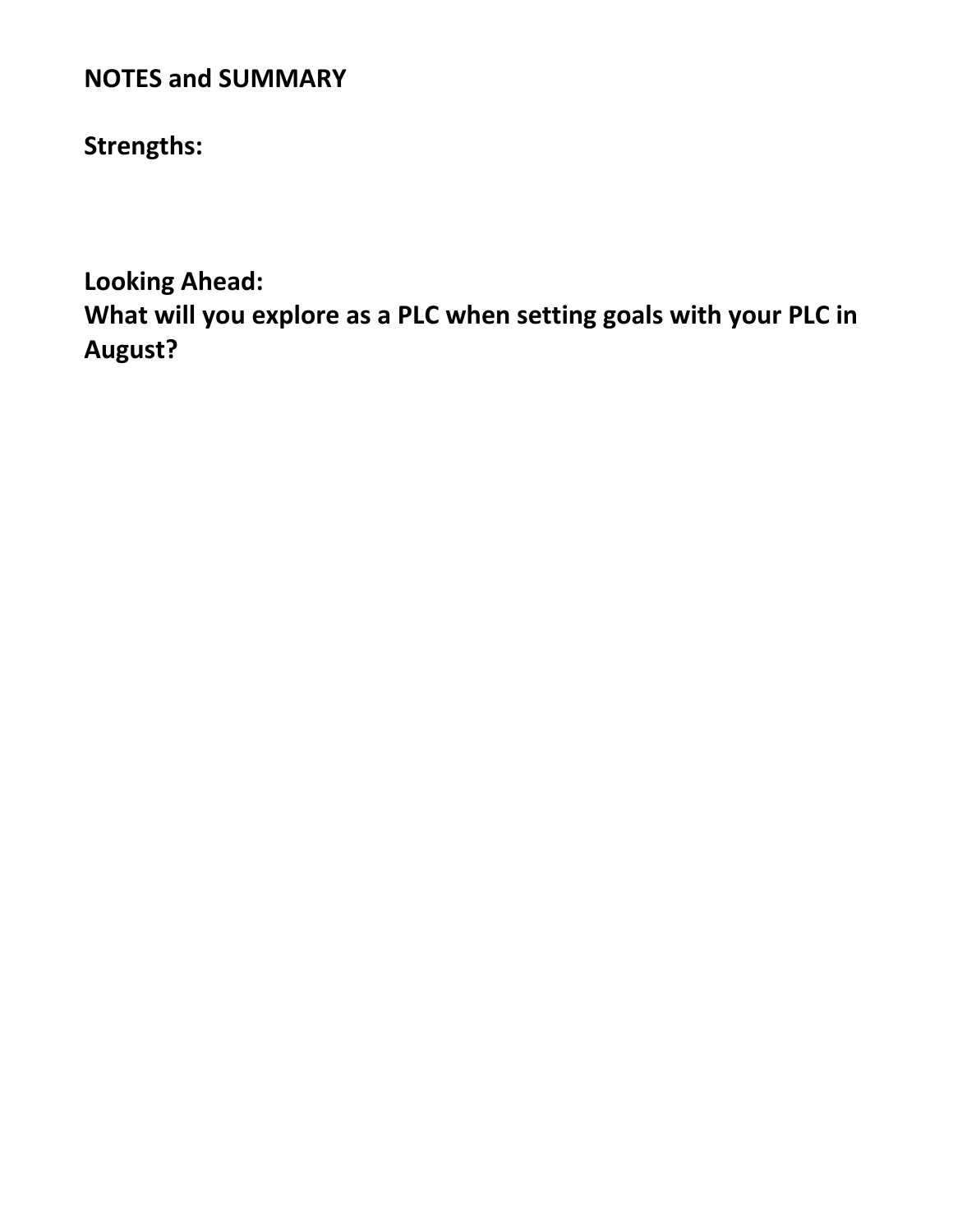**NOTES and SUMMARY**

**Strengths:**

**Looking Ahead:**
**What will you explore as a PLC when setting goals with your PLC in August?**